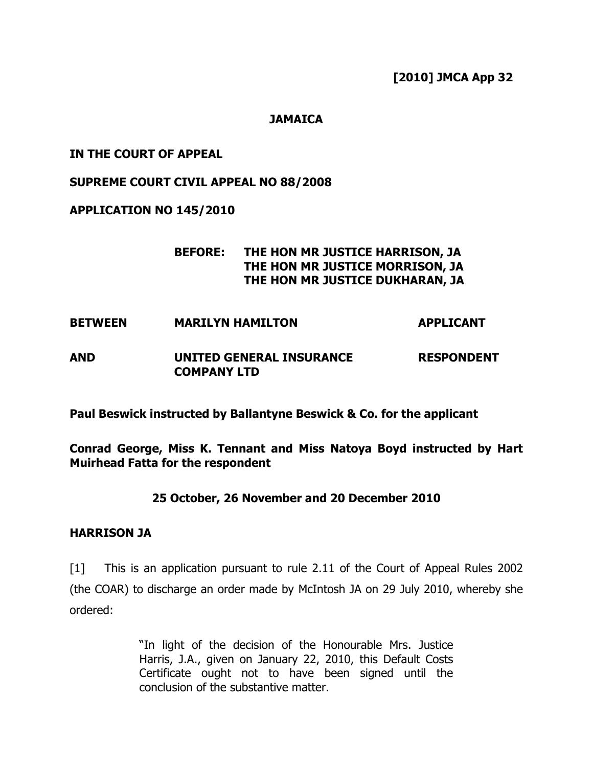**[2010] JMCA App 32**

**JAMAICA**

**IN THE COURT OF APPEAL**

**SUPREME COURT CIVIL APPEAL NO 88/2008**

**APPLICATION NO 145/2010**

**BEFORE: THE HON MR JUSTICE HARRISON, JA**
**THE HON MR JUSTICE MORRISON, JA**
**THE HON MR JUSTICE DUKHARAN, JA**

| | | |
|---|---|---|
| **BETWEEN** | **MARILYN HAMILTON** | **APPLICANT** |
| **AND** | **UNITED GENERAL INSURANCE COMPANY LTD** | **RESPONDENT** |

**Paul Beswick instructed by Ballantyne Beswick & Co. for the applicant**

**Conrad George, Miss K. Tennant and Miss Natoya Boyd instructed by Hart Muirhead Fatta for the respondent**

**25 October, 26 November and 20 December 2010**

**HARRISON JA**

[1] This is an application pursuant to rule 2.11 of the Court of Appeal Rules 2002 (the COAR) to discharge an order made by McIntosh JA on 29 July 2010, whereby she ordered:

> "In light of the decision of the Honourable Mrs. Justice Harris, J.A., given on January 22, 2010, this Default Costs Certificate ought not to have been signed until the conclusion of the substantive matter.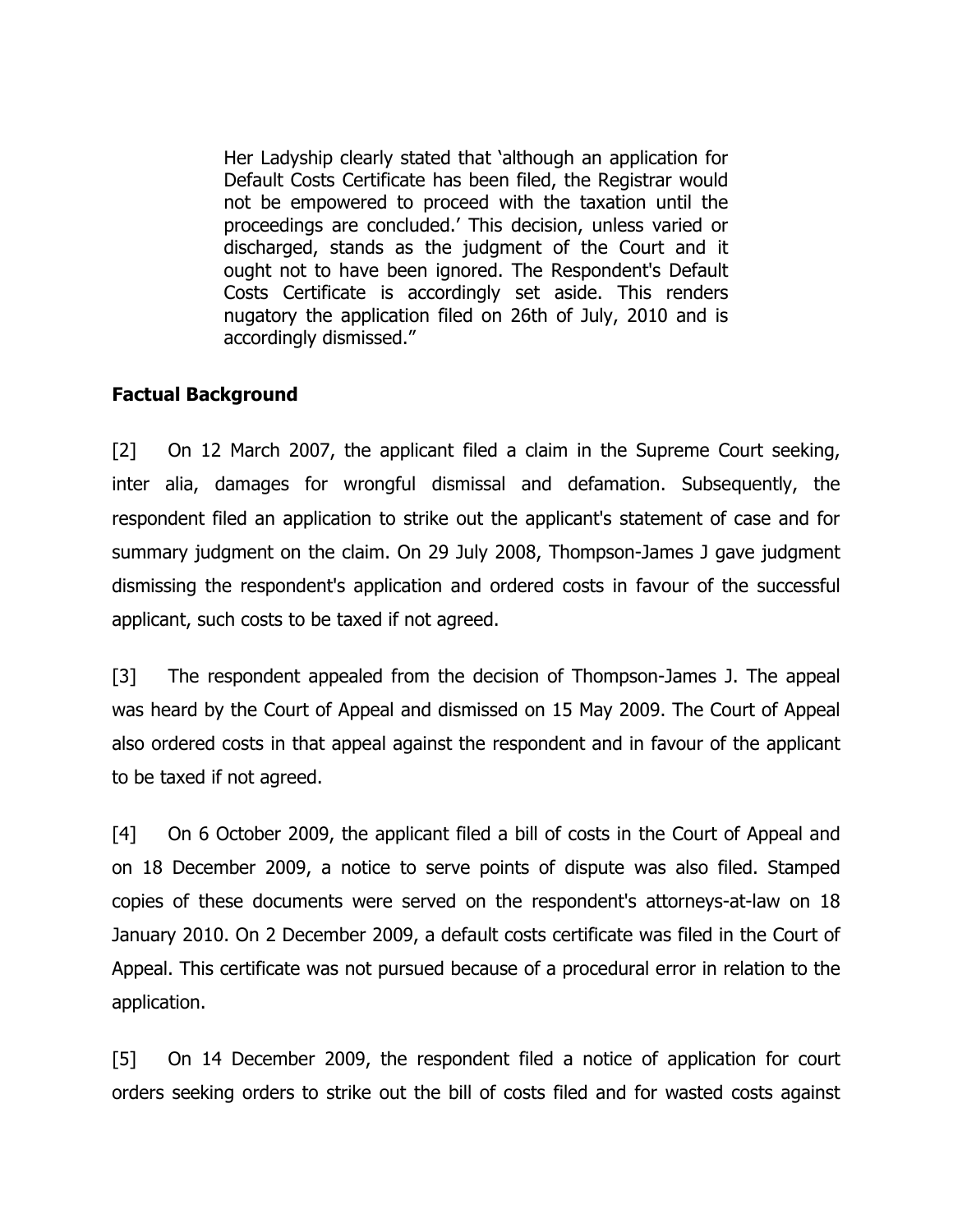> Her Ladyship clearly stated that 'although an application for Default Costs Certificate has been filed, the Registrar would not be empowered to proceed with the taxation until the proceedings are concluded.' This decision, unless varied or discharged, stands as the judgment of the Court and it ought not to have been ignored. The Respondent's Default Costs Certificate is accordingly set aside. This renders nugatory the application filed on 26th of July, 2010 and is accordingly dismissed."

**Factual Background**

[2] On 12 March 2007, the applicant filed a claim in the Supreme Court seeking, inter alia, damages for wrongful dismissal and defamation. Subsequently, the respondent filed an application to strike out the applicant's statement of case and for summary judgment on the claim. On 29 July 2008, Thompson-James J gave judgment dismissing the respondent's application and ordered costs in favour of the successful applicant, such costs to be taxed if not agreed.

[3] The respondent appealed from the decision of Thompson-James J. The appeal was heard by the Court of Appeal and dismissed on 15 May 2009. The Court of Appeal also ordered costs in that appeal against the respondent and in favour of the applicant to be taxed if not agreed.

[4] On 6 October 2009, the applicant filed a bill of costs in the Court of Appeal and on 18 December 2009, a notice to serve points of dispute was also filed. Stamped copies of these documents were served on the respondent's attorneys-at-law on 18 January 2010. On 2 December 2009, a default costs certificate was filed in the Court of Appeal. This certificate was not pursued because of a procedural error in relation to the application.

[5] On 14 December 2009, the respondent filed a notice of application for court orders seeking orders to strike out the bill of costs filed and for wasted costs against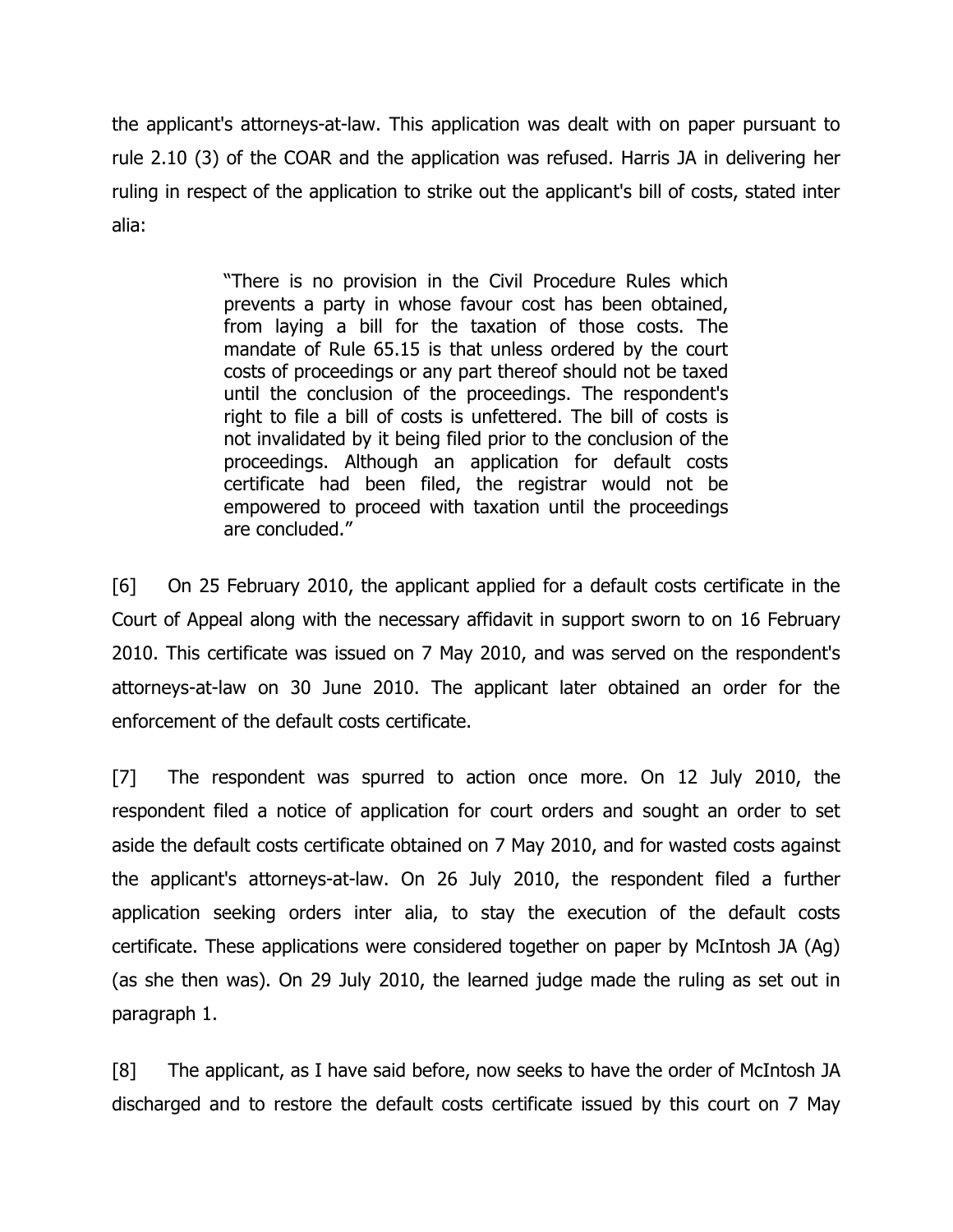the applicant's attorneys-at-law. This application was dealt with on paper pursuant to rule 2.10 (3) of the COAR and the application was refused. Harris JA in delivering her ruling in respect of the application to strike out the applicant's bill of costs, stated inter alia:

> "There is no provision in the Civil Procedure Rules which prevents a party in whose favour cost has been obtained, from laying a bill for the taxation of those costs. The mandate of Rule 65.15 is that unless ordered by the court costs of proceedings or any part thereof should not be taxed until the conclusion of the proceedings. The respondent's right to file a bill of costs is unfettered. The bill of costs is not invalidated by it being filed prior to the conclusion of the proceedings. Although an application for default costs certificate had been filed, the registrar would not be empowered to proceed with taxation until the proceedings are concluded."

[6] On 25 February 2010, the applicant applied for a default costs certificate in the Court of Appeal along with the necessary affidavit in support sworn to on 16 February 2010. This certificate was issued on 7 May 2010, and was served on the respondent's attorneys-at-law on 30 June 2010. The applicant later obtained an order for the enforcement of the default costs certificate.

[7] The respondent was spurred to action once more. On 12 July 2010, the respondent filed a notice of application for court orders and sought an order to set aside the default costs certificate obtained on 7 May 2010, and for wasted costs against the applicant's attorneys-at-law. On 26 July 2010, the respondent filed a further application seeking orders inter alia, to stay the execution of the default costs certificate. These applications were considered together on paper by McIntosh JA (Ag) (as she then was). On 29 July 2010, the learned judge made the ruling as set out in paragraph 1.

[8] The applicant, as I have said before, now seeks to have the order of McIntosh JA discharged and to restore the default costs certificate issued by this court on 7 May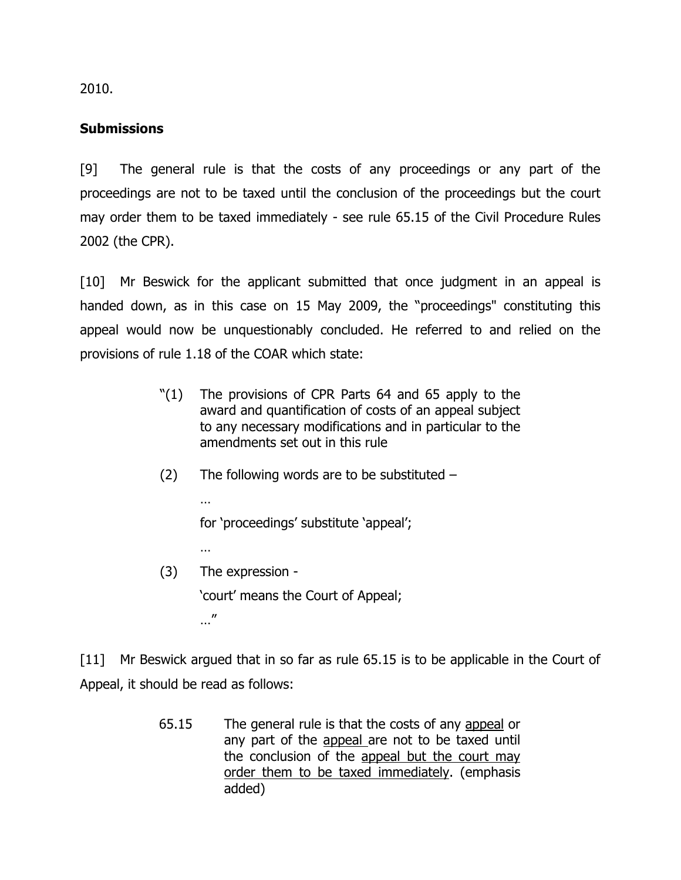2010.

**Submissions**

[9] The general rule is that the costs of any proceedings or any part of the proceedings are not to be taxed until the conclusion of the proceedings but the court may order them to be taxed immediately - see rule 65.15 of the Civil Procedure Rules 2002 (the CPR).

[10] Mr Beswick for the applicant submitted that once judgment in an appeal is handed down, as in this case on 15 May 2009, the "proceedings" constituting this appeal would now be unquestionably concluded. He referred to and relied on the provisions of rule 1.18 of the COAR which state:

> "(1) The provisions of CPR Parts 64 and 65 apply to the award and quantification of costs of an appeal subject to any necessary modifications and in particular to the amendments set out in this rule
>
> (2) The following words are to be substituted –
>
> …
>
> for 'proceedings' substitute 'appeal';
>
> …
>
> (3) The expression -
>
> 'court' means the Court of Appeal;
>
> …"

[11] Mr Beswick argued that in so far as rule 65.15 is to be applicable in the Court of Appeal, it should be read as follows:

> 65.15 The general rule is that the costs of any <u>appeal</u> or any part of the <u>appeal</u> are not to be taxed until the conclusion of the <u>appeal but the court may order them to be taxed immediately</u>. (emphasis added)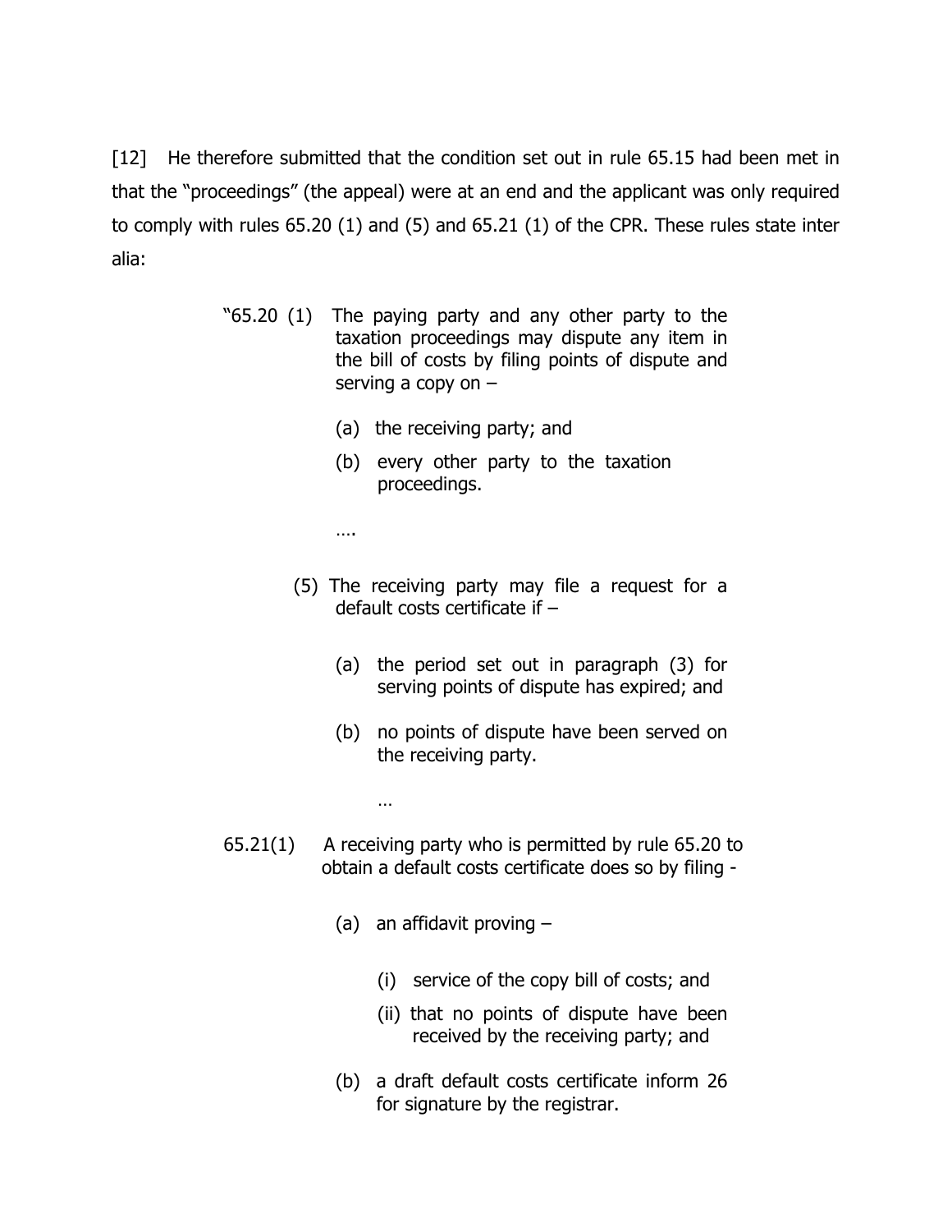[12] He therefore submitted that the condition set out in rule 65.15 had been met in that the "proceedings" (the appeal) were at an end and the applicant was only required to comply with rules 65.20 (1) and (5) and 65.21 (1) of the CPR. These rules state inter alia:

> "65.20 (1) The paying party and any other party to the taxation proceedings may dispute any item in the bill of costs by filing points of dispute and serving a copy on –
>
> (a) the receiving party; and
>
> (b) every other party to the taxation proceedings.
>
> ….
>
> (5) The receiving party may file a request for a default costs certificate if –
>
> (a) the period set out in paragraph (3) for serving points of dispute has expired; and
>
> (b) no points of dispute have been served on the receiving party.
>
> …
>
> 65.21(1) A receiving party who is permitted by rule 65.20 to obtain a default costs certificate does so by filing -
>
> (a) an affidavit proving –
>
> (i) service of the copy bill of costs; and
>
> (ii) that no points of dispute have been received by the receiving party; and
>
> (b) a draft default costs certificate inform 26 for signature by the registrar.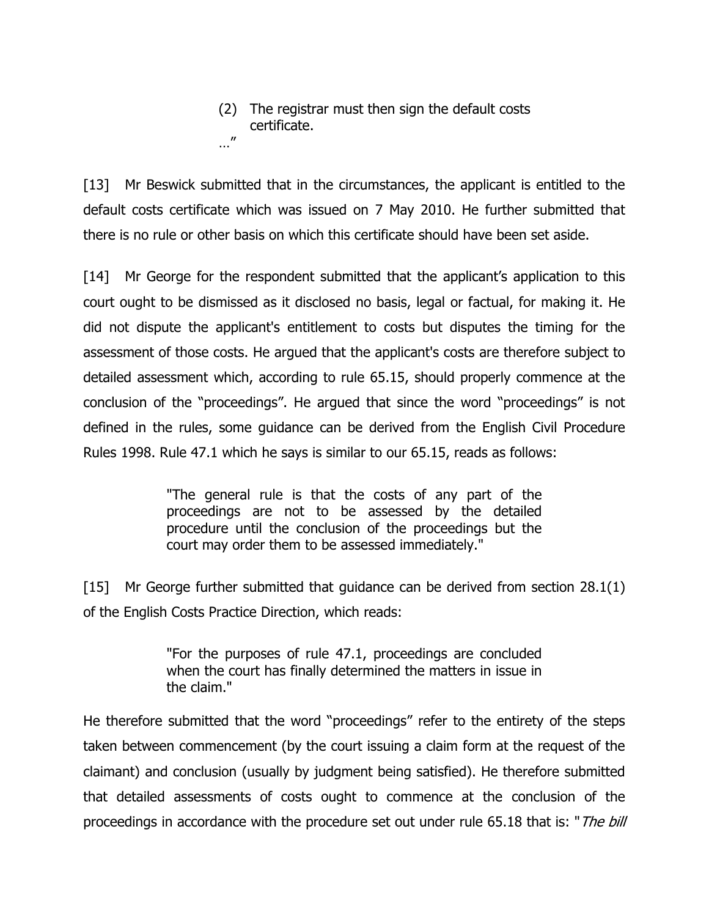> (2) The registrar must then sign the default costs certificate.
>
> …"

[13] Mr Beswick submitted that in the circumstances, the applicant is entitled to the default costs certificate which was issued on 7 May 2010. He further submitted that there is no rule or other basis on which this certificate should have been set aside.

[14] Mr George for the respondent submitted that the applicant's application to this court ought to be dismissed as it disclosed no basis, legal or factual, for making it. He did not dispute the applicant's entitlement to costs but disputes the timing for the assessment of those costs. He argued that the applicant's costs are therefore subject to detailed assessment which, according to rule 65.15, should properly commence at the conclusion of the "proceedings". He argued that since the word "proceedings" is not defined in the rules, some guidance can be derived from the English Civil Procedure Rules 1998. Rule 47.1 which he says is similar to our 65.15, reads as follows:

> "The general rule is that the costs of any part of the proceedings are not to be assessed by the detailed procedure until the conclusion of the proceedings but the court may order them to be assessed immediately."

[15] Mr George further submitted that guidance can be derived from section 28.1(1) of the English Costs Practice Direction, which reads:

> "For the purposes of rule 47.1, proceedings are concluded when the court has finally determined the matters in issue in the claim."

He therefore submitted that the word "proceedings" refer to the entirety of the steps taken between commencement (by the court issuing a claim form at the request of the claimant) and conclusion (usually by judgment being satisfied). He therefore submitted that detailed assessments of costs ought to commence at the conclusion of the proceedings in accordance with the procedure set out under rule 65.18 that is: "*The bill*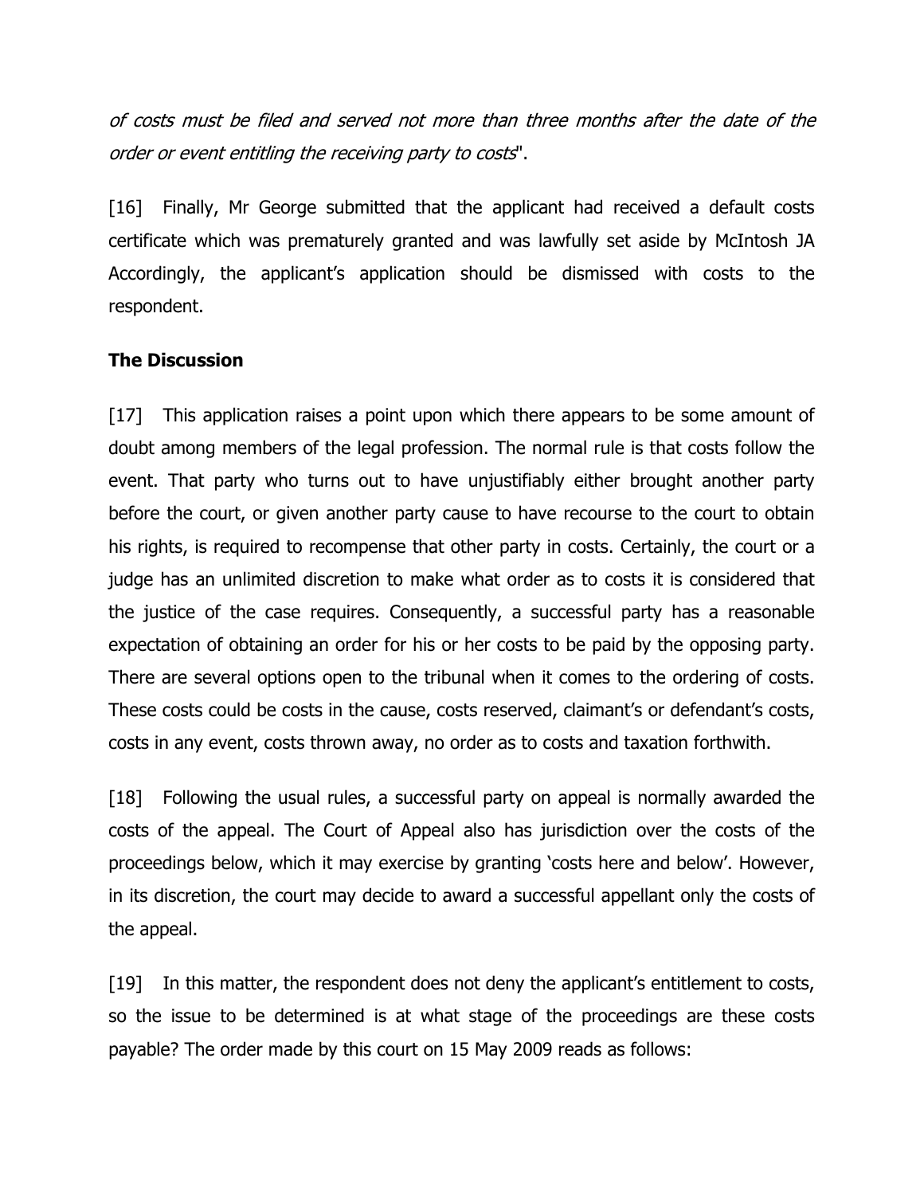*of costs must be filed and served not more than three months after the date of the order or event entitling the receiving party to costs*".

[16] Finally, Mr George submitted that the applicant had received a default costs certificate which was prematurely granted and was lawfully set aside by McIntosh JA Accordingly, the applicant's application should be dismissed with costs to the respondent.

**The Discussion**

[17] This application raises a point upon which there appears to be some amount of doubt among members of the legal profession. The normal rule is that costs follow the event. That party who turns out to have unjustifiably either brought another party before the court, or given another party cause to have recourse to the court to obtain his rights, is required to recompense that other party in costs. Certainly, the court or a judge has an unlimited discretion to make what order as to costs it is considered that the justice of the case requires. Consequently, a successful party has a reasonable expectation of obtaining an order for his or her costs to be paid by the opposing party. There are several options open to the tribunal when it comes to the ordering of costs. These costs could be costs in the cause, costs reserved, claimant's or defendant's costs, costs in any event, costs thrown away, no order as to costs and taxation forthwith.

[18] Following the usual rules, a successful party on appeal is normally awarded the costs of the appeal. The Court of Appeal also has jurisdiction over the costs of the proceedings below, which it may exercise by granting 'costs here and below'. However, in its discretion, the court may decide to award a successful appellant only the costs of the appeal.

[19] In this matter, the respondent does not deny the applicant's entitlement to costs, so the issue to be determined is at what stage of the proceedings are these costs payable? The order made by this court on 15 May 2009 reads as follows: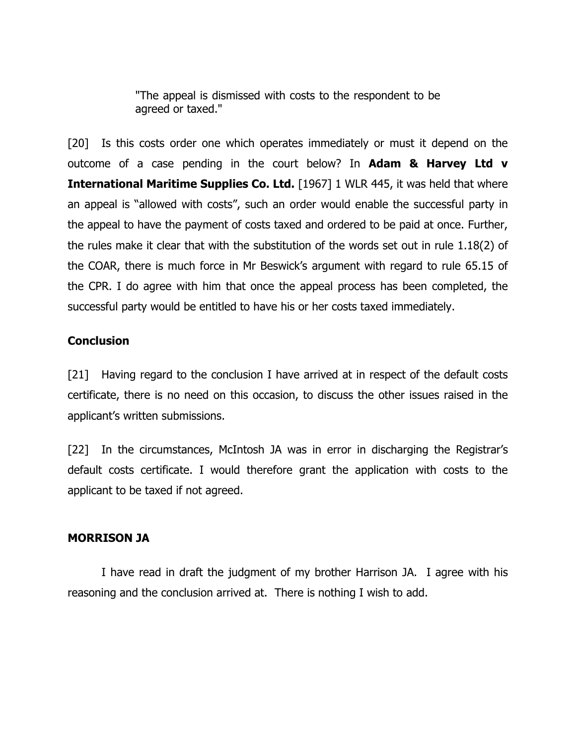> "The appeal is dismissed with costs to the respondent to be agreed or taxed."

[20] Is this costs order one which operates immediately or must it depend on the outcome of a case pending in the court below? In **Adam & Harvey Ltd v International Maritime Supplies Co. Ltd.** [1967] 1 WLR 445, it was held that where an appeal is "allowed with costs", such an order would enable the successful party in the appeal to have the payment of costs taxed and ordered to be paid at once. Further, the rules make it clear that with the substitution of the words set out in rule 1.18(2) of the COAR, there is much force in Mr Beswick's argument with regard to rule 65.15 of the CPR. I do agree with him that once the appeal process has been completed, the successful party would be entitled to have his or her costs taxed immediately.

**Conclusion**

[21] Having regard to the conclusion I have arrived at in respect of the default costs certificate, there is no need on this occasion, to discuss the other issues raised in the applicant's written submissions.

[22] In the circumstances, McIntosh JA was in error in discharging the Registrar's default costs certificate. I would therefore grant the application with costs to the applicant to be taxed if not agreed.

**MORRISON JA**

I have read in draft the judgment of my brother Harrison JA. I agree with his reasoning and the conclusion arrived at. There is nothing I wish to add.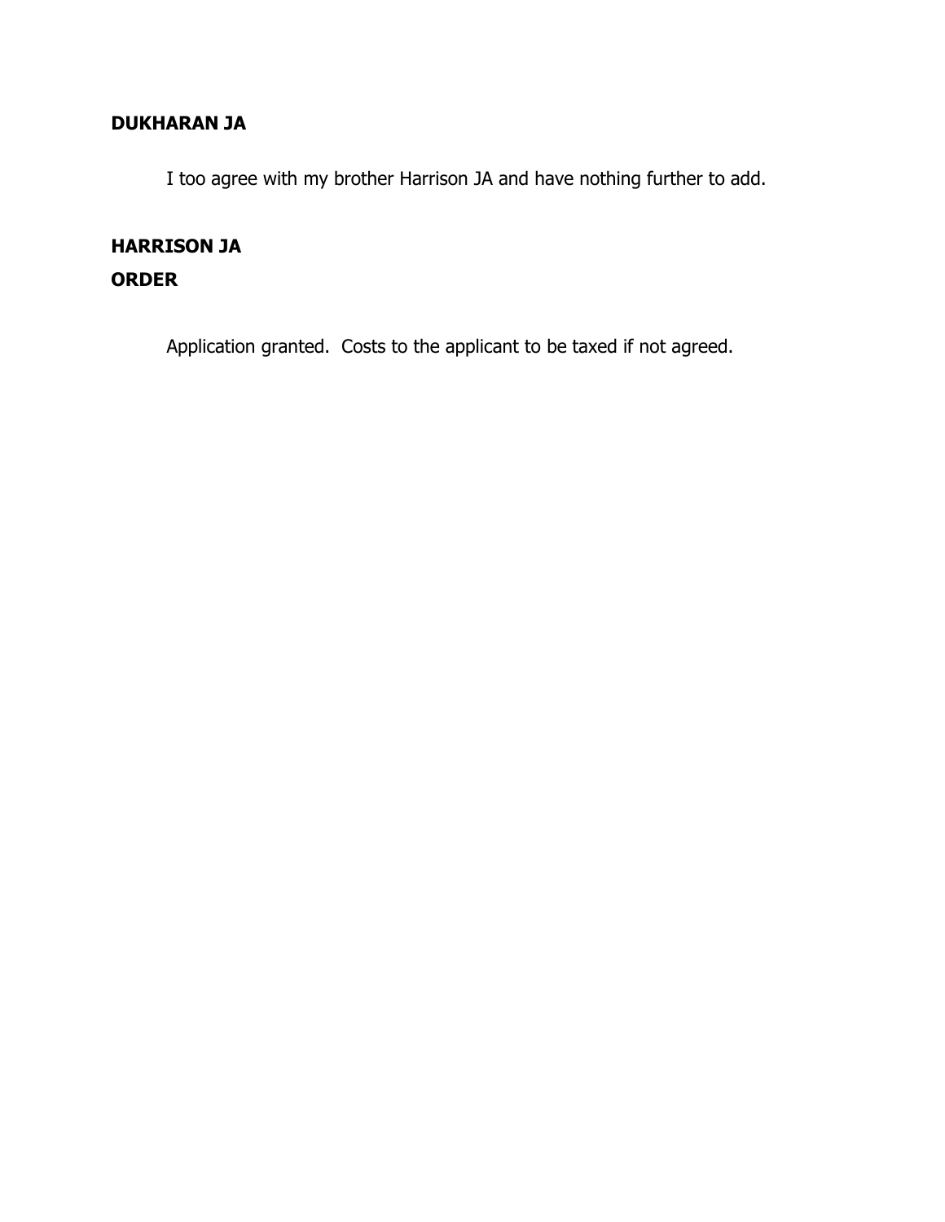**DUKHARAN JA**

I too agree with my brother Harrison JA and have nothing further to add.

**HARRISON JA**

**ORDER**

Application granted. Costs to the applicant to be taxed if not agreed.